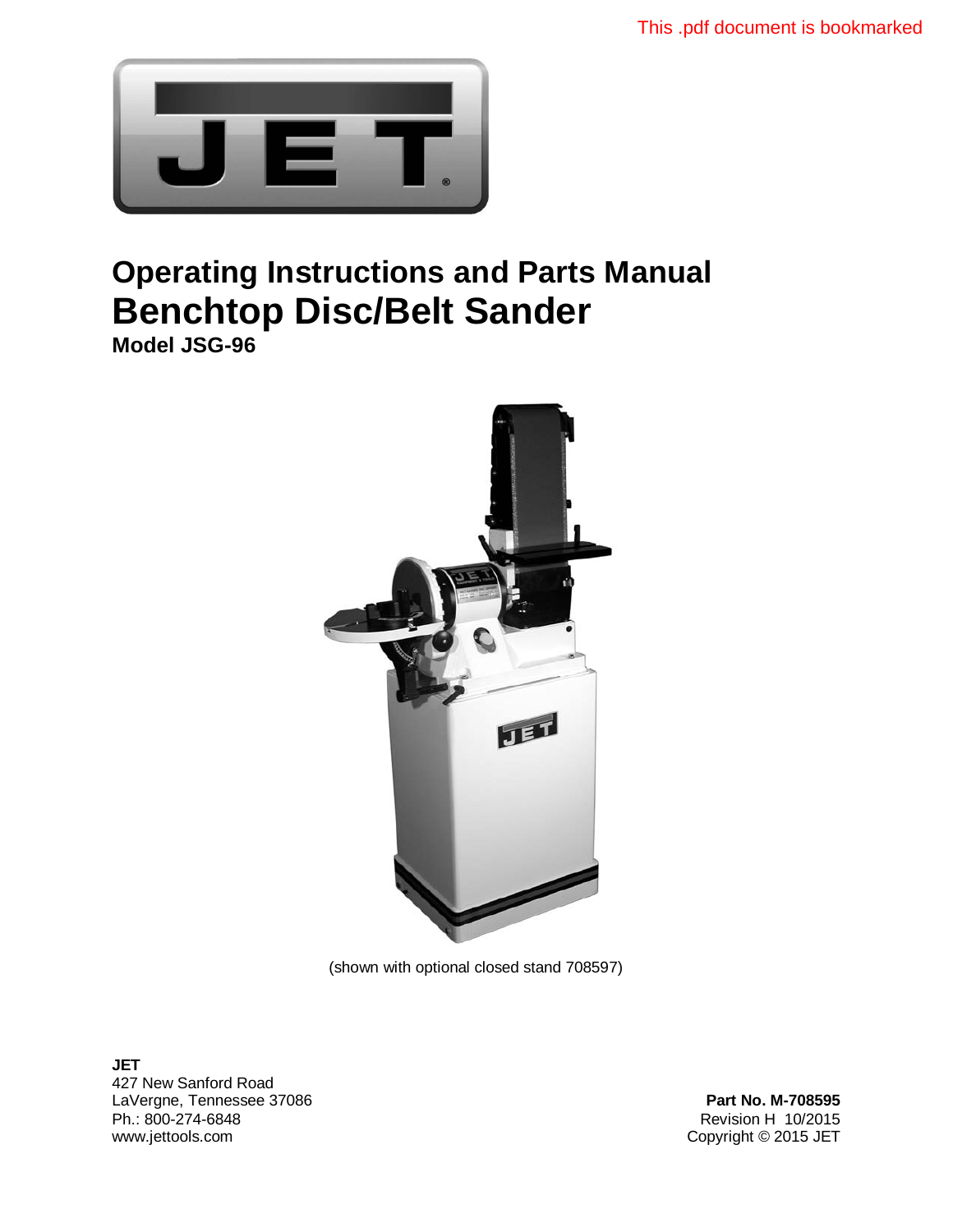This .pdf document is bookmarked

# Operating Instructions and Parts Manual

# Benchtop Disc/Belt Sander

**Model JSG-96**

(shown with optional closed stand 708597)

**JET**
427 New Sanford Road
LaVergne, Tennessee 37086
Ph.: 800-274-6848
www.jettools.com

**Part No. M-708595**
Revision H 10/2015
Copyright © 2015 JET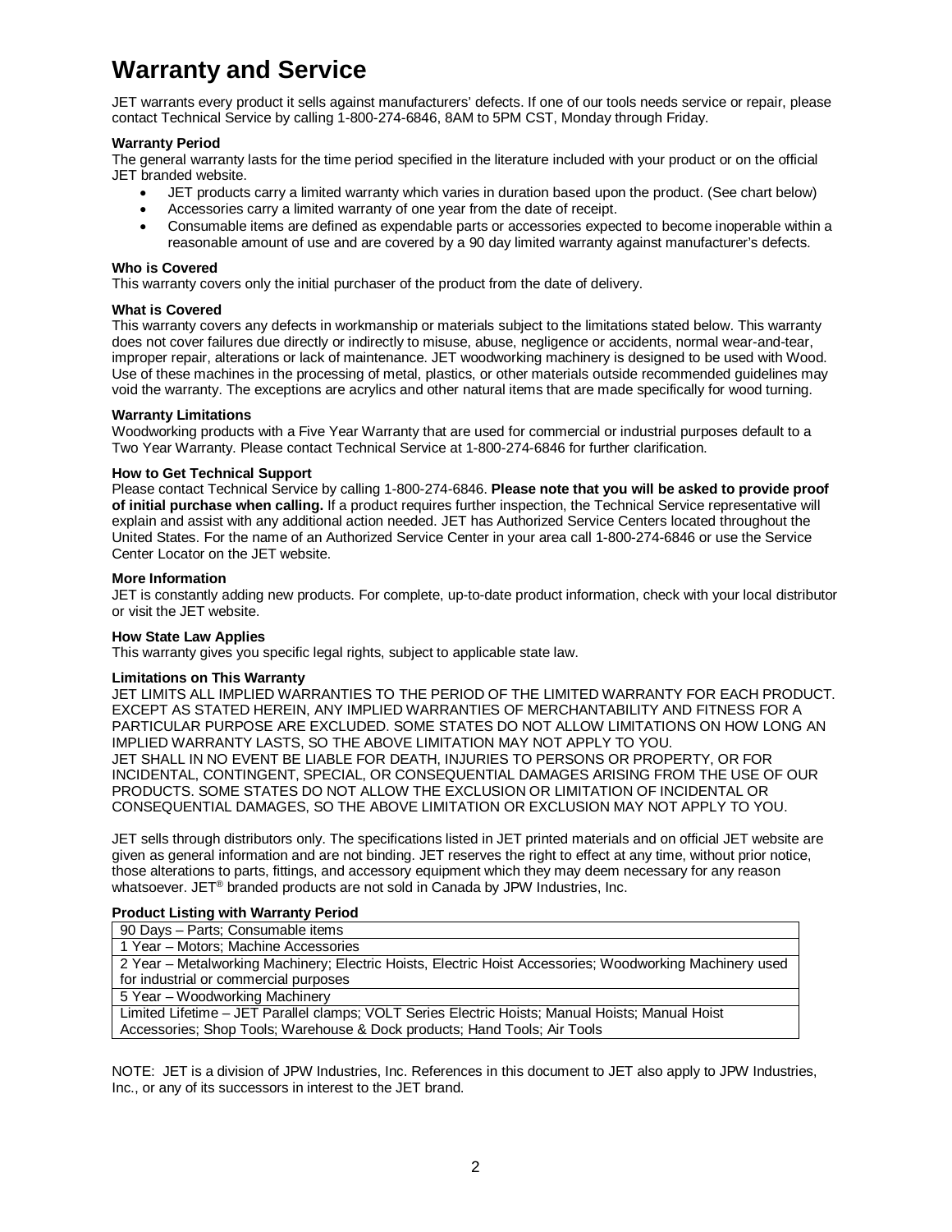# Warranty and Service

JET warrants every product it sells against manufacturers' defects. If one of our tools needs service or repair, please contact Technical Service by calling 1-800-274-6846, 8AM to 5PM CST, Monday through Friday.

**Warranty Period**

The general warranty lasts for the time period specified in the literature included with your product or on the official JET branded website.

- JET products carry a limited warranty which varies in duration based upon the product. (See chart below)
- Accessories carry a limited warranty of one year from the date of receipt.
- Consumable items are defined as expendable parts or accessories expected to become inoperable within a reasonable amount of use and are covered by a 90 day limited warranty against manufacturer's defects.

**Who is Covered**

This warranty covers only the initial purchaser of the product from the date of delivery.

**What is Covered**

This warranty covers any defects in workmanship or materials subject to the limitations stated below. This warranty does not cover failures due directly or indirectly to misuse, abuse, negligence or accidents, normal wear-and-tear, improper repair, alterations or lack of maintenance. JET woodworking machinery is designed to be used with Wood. Use of these machines in the processing of metal, plastics, or other materials outside recommended guidelines may void the warranty. The exceptions are acrylics and other natural items that are made specifically for wood turning.

**Warranty Limitations**

Woodworking products with a Five Year Warranty that are used for commercial or industrial purposes default to a Two Year Warranty. Please contact Technical Service at 1-800-274-6846 for further clarification.

**How to Get Technical Support**

Please contact Technical Service by calling 1-800-274-6846. **Please note that you will be asked to provide proof of initial purchase when calling.** If a product requires further inspection, the Technical Service representative will explain and assist with any additional action needed. JET has Authorized Service Centers located throughout the United States. For the name of an Authorized Service Center in your area call 1-800-274-6846 or use the Service Center Locator on the JET website.

**More Information**

JET is constantly adding new products. For complete, up-to-date product information, check with your local distributor or visit the JET website.

**How State Law Applies**

This warranty gives you specific legal rights, subject to applicable state law.

**Limitations on This Warranty**

JET LIMITS ALL IMPLIED WARRANTIES TO THE PERIOD OF THE LIMITED WARRANTY FOR EACH PRODUCT. EXCEPT AS STATED HEREIN, ANY IMPLIED WARRANTIES OF MERCHANTABILITY AND FITNESS FOR A PARTICULAR PURPOSE ARE EXCLUDED. SOME STATES DO NOT ALLOW LIMITATIONS ON HOW LONG AN IMPLIED WARRANTY LASTS, SO THE ABOVE LIMITATION MAY NOT APPLY TO YOU.
JET SHALL IN NO EVENT BE LIABLE FOR DEATH, INJURIES TO PERSONS OR PROPERTY, OR FOR INCIDENTAL, CONTINGENT, SPECIAL, OR CONSEQUENTIAL DAMAGES ARISING FROM THE USE OF OUR PRODUCTS. SOME STATES DO NOT ALLOW THE EXCLUSION OR LIMITATION OF INCIDENTAL OR CONSEQUENTIAL DAMAGES, SO THE ABOVE LIMITATION OR EXCLUSION MAY NOT APPLY TO YOU.

JET sells through distributors only. The specifications listed in JET printed materials and on official JET website are given as general information and are not binding. JET reserves the right to effect at any time, without prior notice, those alterations to parts, fittings, and accessory equipment which they may deem necessary for any reason whatsoever. JET® branded products are not sold in Canada by JPW Industries, Inc.

**Product Listing with Warranty Period**

| Product Listing with Warranty Period |
|---|
| 90 Days – Parts; Consumable items |
| 1 Year – Motors; Machine Accessories |
| 2 Year – Metalworking Machinery; Electric Hoists, Electric Hoist Accessories; Woodworking Machinery used for industrial or commercial purposes |
| 5 Year – Woodworking Machinery |
| Limited Lifetime – JET Parallel clamps; VOLT Series Electric Hoists; Manual Hoists; Manual Hoist Accessories; Shop Tools; Warehouse & Dock products; Hand Tools; Air Tools |

NOTE: JET is a division of JPW Industries, Inc. References in this document to JET also apply to JPW Industries, Inc., or any of its successors in interest to the JET brand.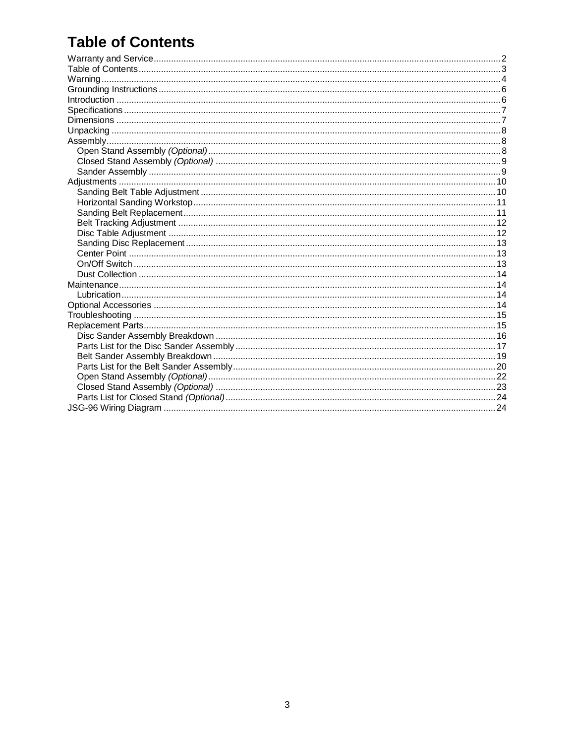# Table of Contents

- Warranty and Service ... 2
- Table of Contents ... 3
- Warning ... 4
- Grounding Instructions ... 6
- Introduction ... 6
- Specifications ... 7
- Dimensions ... 7
- Unpacking ... 8
- Assembly ... 8
  - Open Stand Assembly *(Optional)* ... 8
  - Closed Stand Assembly *(Optional)* ... 9
  - Sander Assembly ... 9
- Adjustments ... 10
  - Sanding Belt Table Adjustment ... 10
  - Horizontal Sanding Workstop ... 11
  - Sanding Belt Replacement ... 11
  - Belt Tracking Adjustment ... 12
  - Disc Table Adjustment ... 12
  - Sanding Disc Replacement ... 13
  - Center Point ... 13
  - On/Off Switch ... 13
  - Dust Collection ... 14
- Maintenance ... 14
  - Lubrication ... 14
- Optional Accessories ... 14
- Troubleshooting ... 15
- Replacement Parts ... 15
  - Disc Sander Assembly Breakdown ... 16
  - Parts List for the Disc Sander Assembly ... 17
  - Belt Sander Assembly Breakdown ... 19
  - Parts List for the Belt Sander Assembly ... 20
  - Open Stand Assembly *(Optional)* ... 22
  - Closed Stand Assembly *(Optional)* ... 23
  - Parts List for Closed Stand *(Optional)* ... 24
- JSG-96 Wiring Diagram ... 24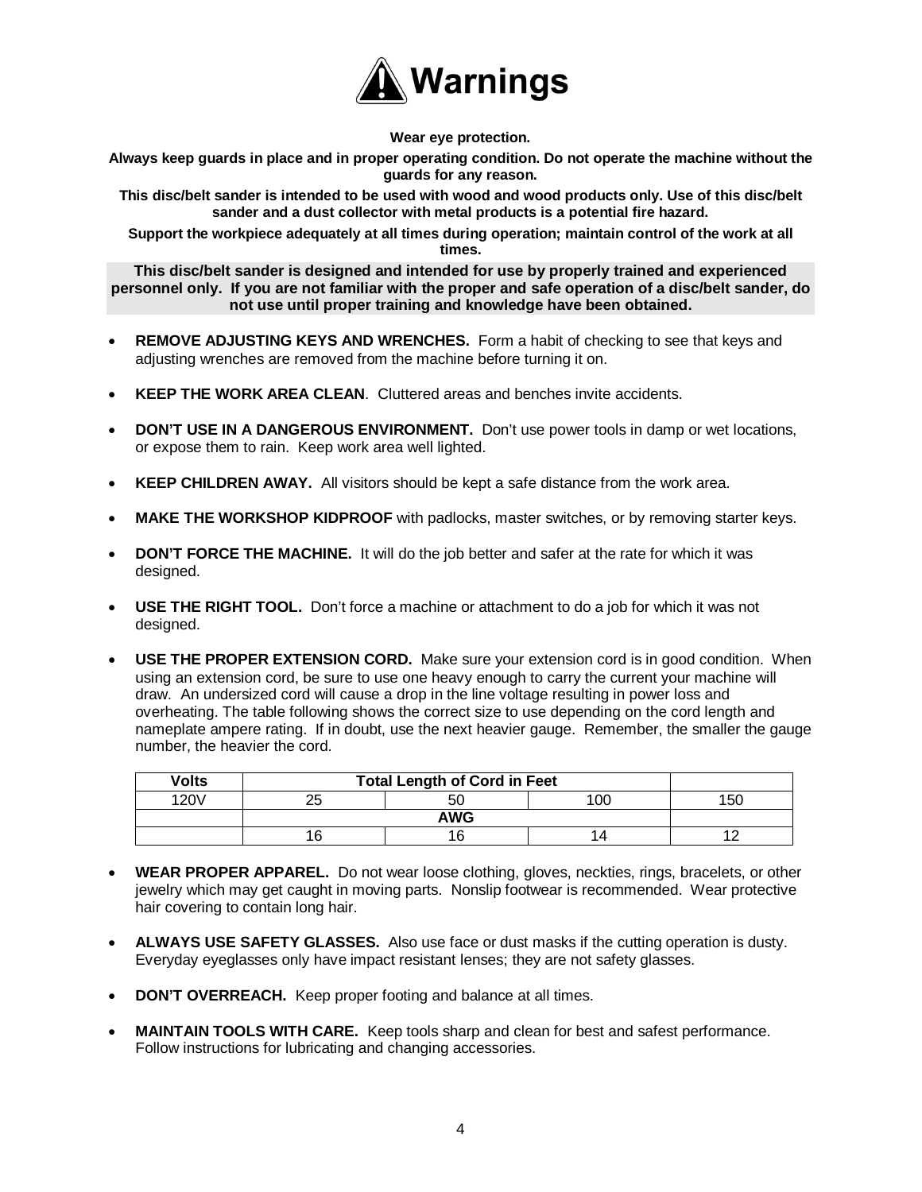# Warnings

**Wear eye protection.**

**Always keep guards in place and in proper operating condition. Do not operate the machine without the guards for any reason.**

**This disc/belt sander is intended to be used with wood and wood products only. Use of this disc/belt sander and a dust collector with metal products is a potential fire hazard.**

**Support the workpiece adequately at all times during operation; maintain control of the work at all times.**

**This disc/belt sander is designed and intended for use by properly trained and experienced personnel only. If you are not familiar with the proper and safe operation of a disc/belt sander, do not use until proper training and knowledge have been obtained.**

- **REMOVE ADJUSTING KEYS AND WRENCHES.** Form a habit of checking to see that keys and adjusting wrenches are removed from the machine before turning it on.
- **KEEP THE WORK AREA CLEAN**. Cluttered areas and benches invite accidents.
- **DON'T USE IN A DANGEROUS ENVIRONMENT.** Don't use power tools in damp or wet locations, or expose them to rain. Keep work area well lighted.
- **KEEP CHILDREN AWAY.** All visitors should be kept a safe distance from the work area.
- **MAKE THE WORKSHOP KIDPROOF** with padlocks, master switches, or by removing starter keys.
- **DON'T FORCE THE MACHINE.** It will do the job better and safer at the rate for which it was designed.
- **USE THE RIGHT TOOL.** Don't force a machine or attachment to do a job for which it was not designed.
- **USE THE PROPER EXTENSION CORD.** Make sure your extension cord is in good condition. When using an extension cord, be sure to use one heavy enough to carry the current your machine will draw. An undersized cord will cause a drop in the line voltage resulting in power loss and overheating. The table following shows the correct size to use depending on the cord length and nameplate ampere rating. If in doubt, use the next heavier gauge. Remember, the smaller the gauge number, the heavier the cord.

| Volts | Total Length of Cord in Feet | | | |
|---|---|---|---|---|
| 120V | 25 | 50 | 100 | 150 |
| | AWG | | | |
| | 16 | 16 | 14 | 12 |

- **WEAR PROPER APPAREL.** Do not wear loose clothing, gloves, neckties, rings, bracelets, or other jewelry which may get caught in moving parts. Nonslip footwear is recommended. Wear protective hair covering to contain long hair.
- **ALWAYS USE SAFETY GLASSES.** Also use face or dust masks if the cutting operation is dusty. Everyday eyeglasses only have impact resistant lenses; they are not safety glasses.
- **DON'T OVERREACH.** Keep proper footing and balance at all times.
- **MAINTAIN TOOLS WITH CARE.** Keep tools sharp and clean for best and safest performance. Follow instructions for lubricating and changing accessories.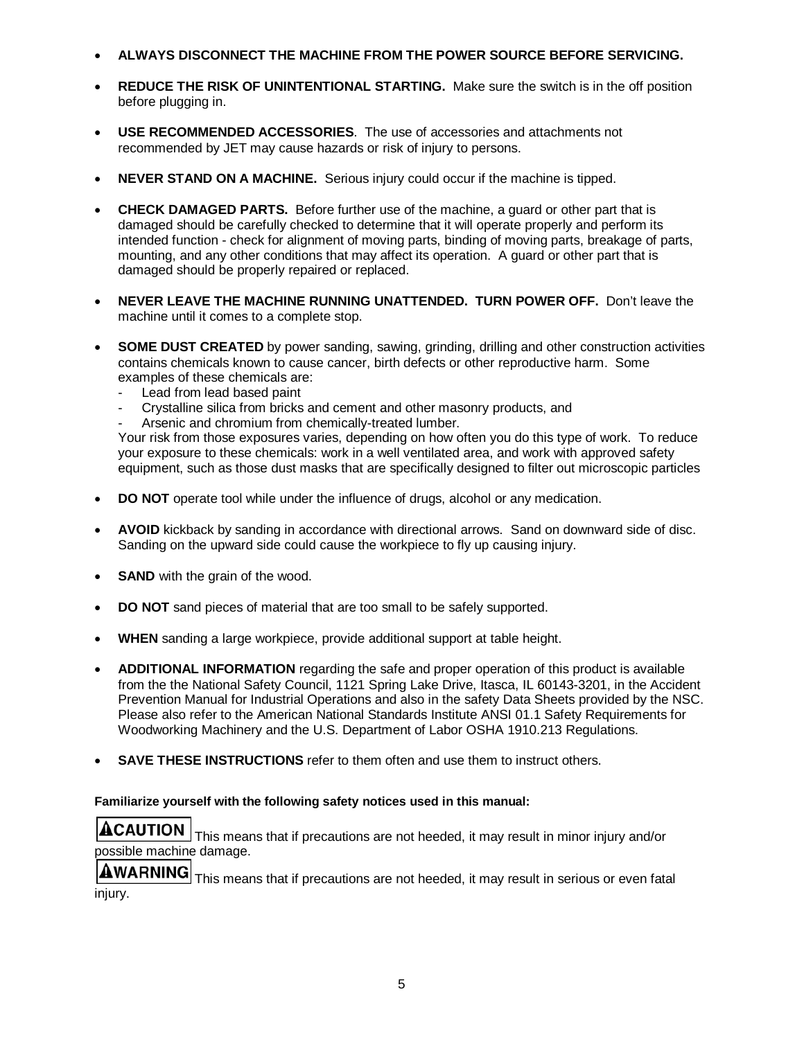- **ALWAYS DISCONNECT THE MACHINE FROM THE POWER SOURCE BEFORE SERVICING.**

- **REDUCE THE RISK OF UNINTENTIONAL STARTING.** Make sure the switch is in the off position before plugging in.

- **USE RECOMMENDED ACCESSORIES**. The use of accessories and attachments not recommended by JET may cause hazards or risk of injury to persons.

- **NEVER STAND ON A MACHINE.** Serious injury could occur if the machine is tipped.

- **CHECK DAMAGED PARTS.** Before further use of the machine, a guard or other part that is damaged should be carefully checked to determine that it will operate properly and perform its intended function - check for alignment of moving parts, binding of moving parts, breakage of parts, mounting, and any other conditions that may affect its operation. A guard or other part that is damaged should be properly repaired or replaced.

- **NEVER LEAVE THE MACHINE RUNNING UNATTENDED. TURN POWER OFF.** Don't leave the machine until it comes to a complete stop.

- **SOME DUST CREATED** by power sanding, sawing, grinding, drilling and other construction activities contains chemicals known to cause cancer, birth defects or other reproductive harm. Some examples of these chemicals are:
  - Lead from lead based paint
  - Crystalline silica from bricks and cement and other masonry products, and
  - Arsenic and chromium from chemically-treated lumber.

  Your risk from those exposures varies, depending on how often you do this type of work. To reduce your exposure to these chemicals: work in a well ventilated area, and work with approved safety equipment, such as those dust masks that are specifically designed to filter out microscopic particles

- **DO NOT** operate tool while under the influence of drugs, alcohol or any medication.

- **AVOID** kickback by sanding in accordance with directional arrows. Sand on downward side of disc. Sanding on the upward side could cause the workpiece to fly up causing injury.

- **SAND** with the grain of the wood.

- **DO NOT** sand pieces of material that are too small to be safely supported.

- **WHEN** sanding a large workpiece, provide additional support at table height.

- **ADDITIONAL INFORMATION** regarding the safe and proper operation of this product is available from the the National Safety Council, 1121 Spring Lake Drive, Itasca, IL 60143-3201, in the Accident Prevention Manual for Industrial Operations and also in the safety Data Sheets provided by the NSC. Please also refer to the American National Standards Institute ANSI 01.1 Safety Requirements for Woodworking Machinery and the U.S. Department of Labor OSHA 1910.213 Regulations.

- **SAVE THESE INSTRUCTIONS** refer to them often and use them to instruct others.

**Familiarize yourself with the following safety notices used in this manual:**

**⚠CAUTION** This means that if precautions are not heeded, it may result in minor injury and/or possible machine damage.

**⚠WARNING** This means that if precautions are not heeded, it may result in serious or even fatal injury.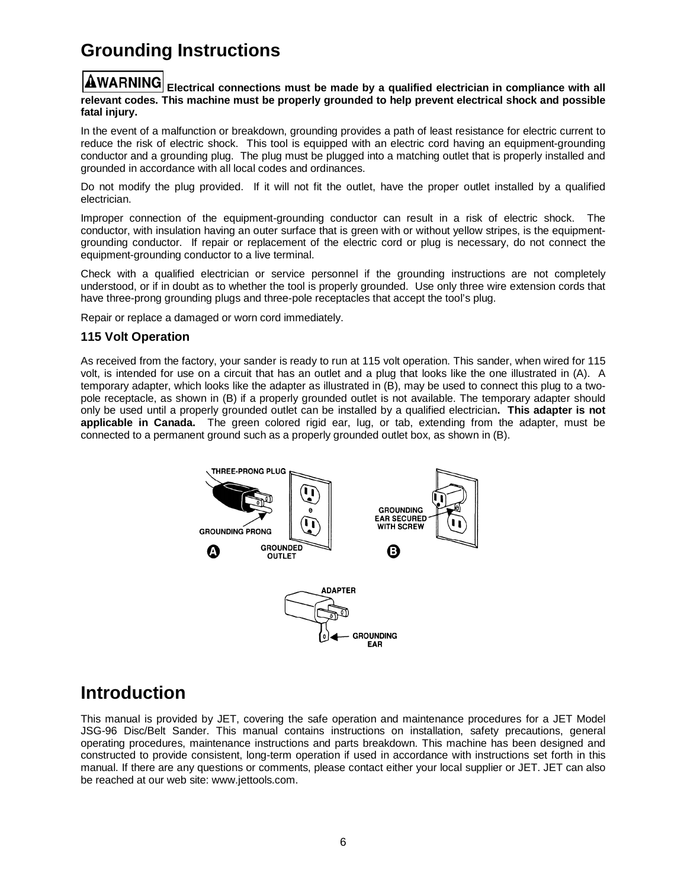# Grounding Instructions

**⚠WARNING Electrical connections must be made by a qualified electrician in compliance with all relevant codes. This machine must be properly grounded to help prevent electrical shock and possible fatal injury.**

In the event of a malfunction or breakdown, grounding provides a path of least resistance for electric current to reduce the risk of electric shock. This tool is equipped with an electric cord having an equipment-grounding conductor and a grounding plug. The plug must be plugged into a matching outlet that is properly installed and grounded in accordance with all local codes and ordinances.

Do not modify the plug provided. If it will not fit the outlet, have the proper outlet installed by a qualified electrician.

Improper connection of the equipment-grounding conductor can result in a risk of electric shock. The conductor, with insulation having an outer surface that is green with or without yellow stripes, is the equipment-grounding conductor. If repair or replacement of the electric cord or plug is necessary, do not connect the equipment-grounding conductor to a live terminal.

Check with a qualified electrician or service personnel if the grounding instructions are not completely understood, or if in doubt as to whether the tool is properly grounded. Use only three wire extension cords that have three-prong grounding plugs and three-pole receptacles that accept the tool's plug.

Repair or replace a damaged or worn cord immediately.

### 115 Volt Operation

As received from the factory, your sander is ready to run at 115 volt operation. This sander, when wired for 115 volt, is intended for use on a circuit that has an outlet and a plug that looks like the one illustrated in (A). A temporary adapter, which looks like the adapter as illustrated in (B), may be used to connect this plug to a two-pole receptacle, as shown in (B) if a properly grounded outlet is not available. The temporary adapter should only be used until a properly grounded outlet can be installed by a qualified electrician**. This adapter is not applicable in Canada.** The green colored rigid ear, lug, or tab, extending from the adapter, must be connected to a permanent ground such as a properly grounded outlet box, as shown in (B).

THREE-PRONG PLUG
GROUNDING PRONG
GROUNDED OUTLET
A
GROUNDING EAR SECURED WITH SCREW
B
ADAPTER
GROUNDING EAR

# Introduction

This manual is provided by JET, covering the safe operation and maintenance procedures for a JET Model JSG-96 Disc/Belt Sander. This manual contains instructions on installation, safety precautions, general operating procedures, maintenance instructions and parts breakdown. This machine has been designed and constructed to provide consistent, long-term operation if used in accordance with instructions set forth in this manual. If there are any questions or comments, please contact either your local supplier or JET. JET can also be reached at our web site: www.jettools.com.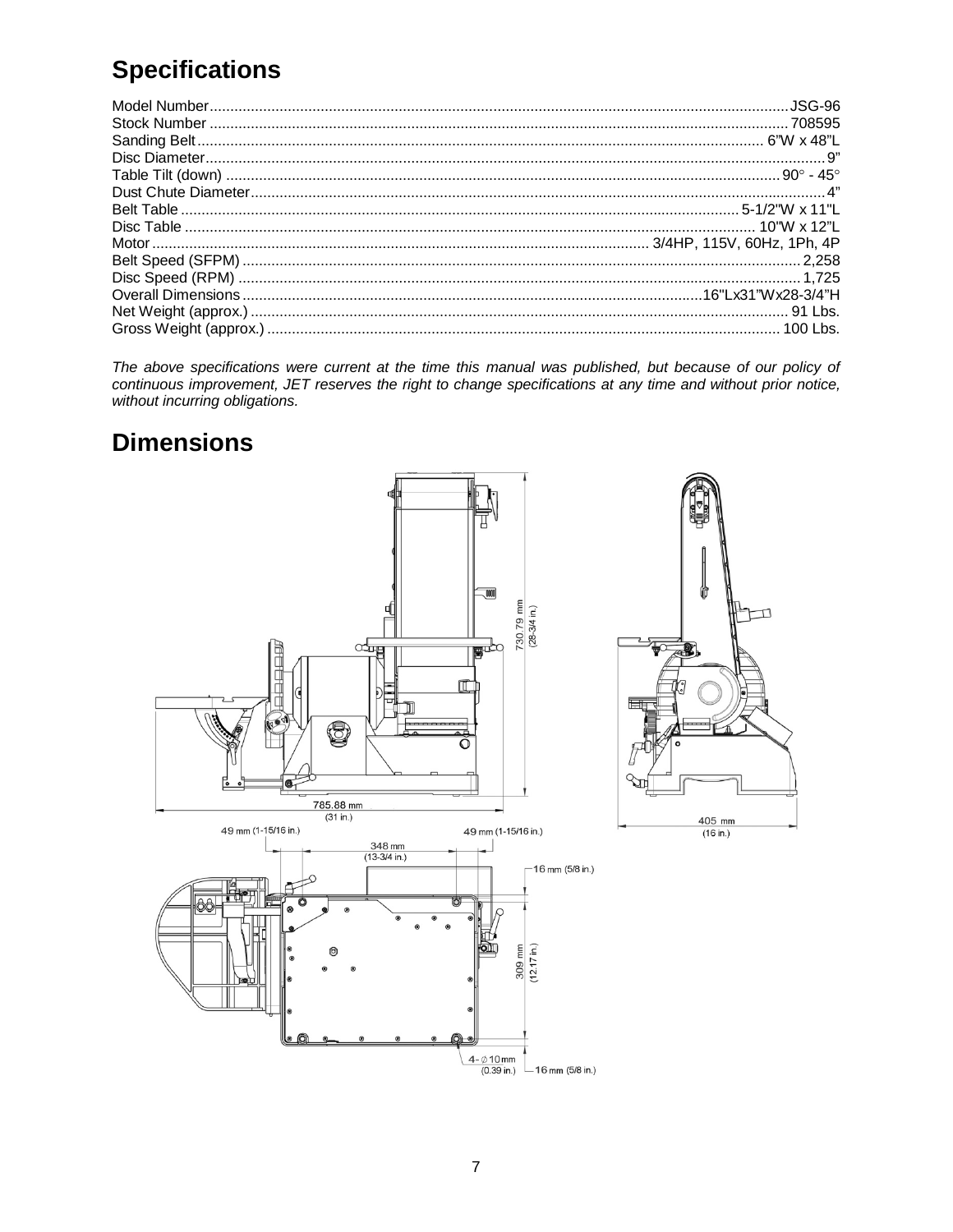## Specifications

| | |
|---|---|
| Model Number | JSG-96 |
| Stock Number | 708595 |
| Sanding Belt | 6"W x 48"L |
| Disc Diameter | 9" |
| Table Tilt (down) | 90° - 45° |
| Dust Chute Diameter | 4" |
| Belt Table | 5-1/2"W x 11"L |
| Disc Table | 10"W x 12"L |
| Motor | 3/4HP, 115V, 60Hz, 1Ph, 4P |
| Belt Speed (SFPM) | 2,258 |
| Disc Speed (RPM) | 1,725 |
| Overall Dimensions | 16"Lx31"Wx28-3/4"H |
| Net Weight (approx.) | 91 Lbs. |
| Gross Weight (approx.) | 100 Lbs. |

*The above specifications were current at the time this manual was published, but because of our policy of continuous improvement, JET reserves the right to change specifications at any time and without prior notice, without incurring obligations.*

## Dimensions

730.79 mm (28-3/4 in.)

785.88 mm (31 in.)

405 mm (16 in.)

49 mm (1-15/16 in.)

49 mm (1-15/16 in.)

348 mm (13-3/4 in.)

16 mm (5/8 in.)

309 mm (12.17 in.)

4- ⌀10 mm (0.39 in.)

16 mm (5/8 in.)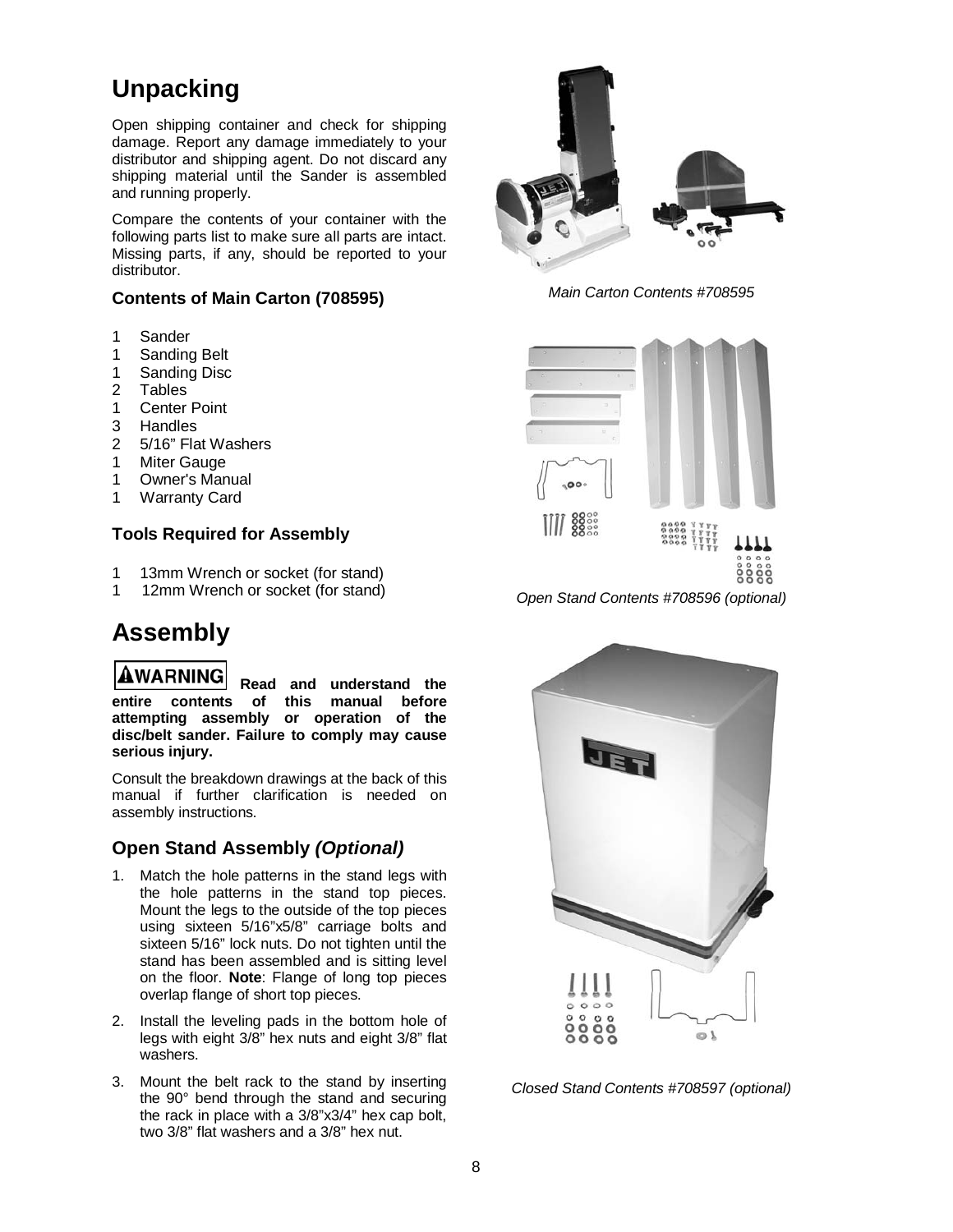# Unpacking

Open shipping container and check for shipping damage. Report any damage immediately to your distributor and shipping agent. Do not discard any shipping material until the Sander is assembled and running properly.

Compare the contents of your container with the following parts list to make sure all parts are intact. Missing parts, if any, should be reported to your distributor.

### Contents of Main Carton (708595)

- 1 Sander
- 1 Sanding Belt
- 1 Sanding Disc
- 2 Tables
- 1 Center Point
- 3 Handles
- 2 5/16" Flat Washers
- 1 Miter Gauge
- 1 Owner's Manual
- 1 Warranty Card

### Tools Required for Assembly

- 1 13mm Wrench or socket (for stand)
- 1 12mm Wrench or socket (for stand)

# Assembly

**⚠WARNING Read and understand the entire contents of this manual before attempting assembly or operation of the disc/belt sander. Failure to comply may cause serious injury.**

Consult the breakdown drawings at the back of this manual if further clarification is needed on assembly instructions.

### Open Stand Assembly *(Optional)*

1. Match the hole patterns in the stand legs with the hole patterns in the stand top pieces. Mount the legs to the outside of the top pieces using sixteen 5/16"x5/8" carriage bolts and sixteen 5/16" lock nuts. Do not tighten until the stand has been assembled and is sitting level on the floor. **Note**: Flange of long top pieces overlap flange of short top pieces.
2. Install the leveling pads in the bottom hole of legs with eight 3/8" hex nuts and eight 3/8" flat washers.
3. Mount the belt rack to the stand by inserting the 90° bend through the stand and securing the rack in place with a 3/8"x3/4" hex cap bolt, two 3/8" flat washers and a 3/8" hex nut.

*Main Carton Contents #708595*

*Open Stand Contents #708596 (optional)*

*Closed Stand Contents #708597 (optional)*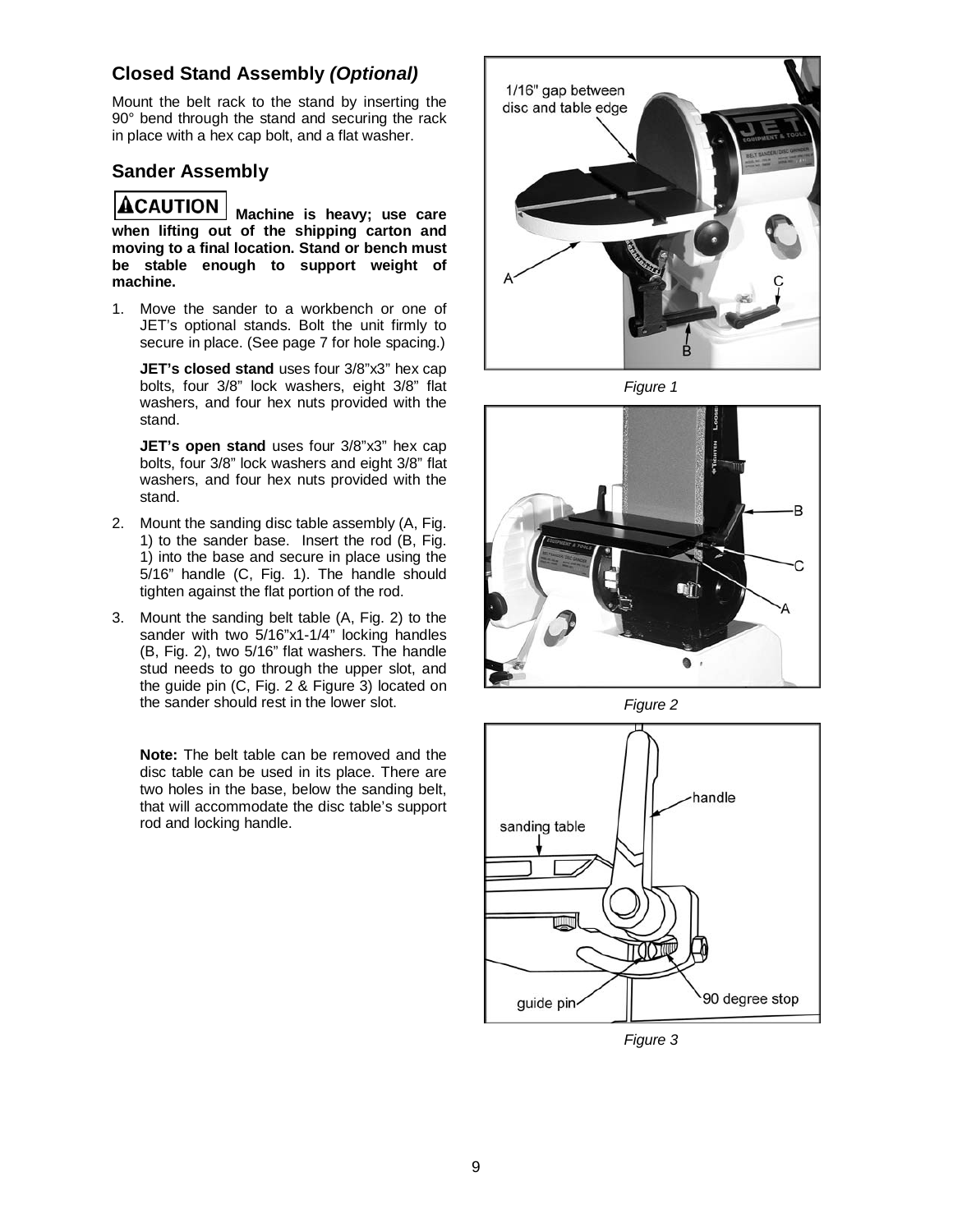## Closed Stand Assembly *(Optional)*

Mount the belt rack to the stand by inserting the 90° bend through the stand and securing the rack in place with a hex cap bolt, and a flat washer.

## Sander Assembly

**CAUTION Machine is heavy; use care when lifting out of the shipping carton and moving to a final location. Stand or bench must be stable enough to support weight of machine.**

1. Move the sander to a workbench or one of JET's optional stands. Bolt the unit firmly to secure in place. (See page 7 for hole spacing.)

   **JET's closed stand** uses four 3/8"x3" hex cap bolts, four 3/8" lock washers, eight 3/8" flat washers, and four hex nuts provided with the stand.

   **JET's open stand** uses four 3/8"x3" hex cap bolts, four 3/8" lock washers and eight 3/8" flat washers, and four hex nuts provided with the stand.

2. Mount the sanding disc table assembly (A, Fig. 1) to the sander base. Insert the rod (B, Fig. 1) into the base and secure in place using the 5/16" handle (C, Fig. 1). The handle should tighten against the flat portion of the rod.

3. Mount the sanding belt table (A, Fig. 2) to the sander with two 5/16"x1-1/4" locking handles (B, Fig. 2), two 5/16" flat washers. The handle stud needs to go through the upper slot, and the guide pin (C, Fig. 2 & Figure 3) located on the sander should rest in the lower slot.

   **Note:** The belt table can be removed and the disc table can be used in its place. There are two holes in the base, below the sanding belt, that will accommodate the disc table's support rod and locking handle.

*Figure 1*

*Figure 2*

*Figure 3*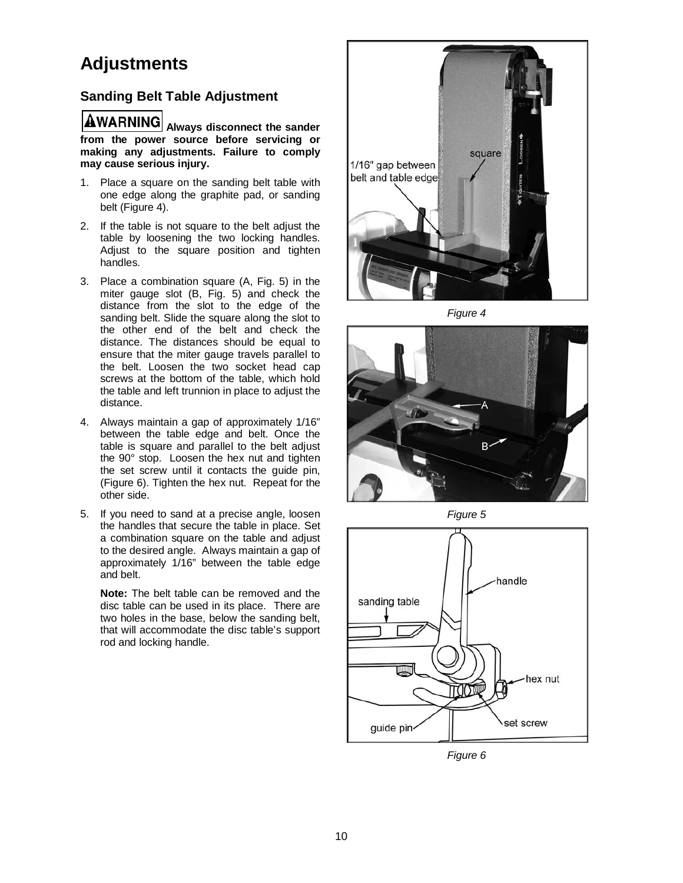# Adjustments

## Sanding Belt Table Adjustment

**⚠WARNING Always disconnect the sander from the power source before servicing or making any adjustments. Failure to comply may cause serious injury.**

1. Place a square on the sanding belt table with one edge along the graphite pad, or sanding belt (Figure 4).
2. If the table is not square to the belt adjust the table by loosening the two locking handles. Adjust to the square position and tighten handles.
3. Place a combination square (A, Fig. 5) in the miter gauge slot (B, Fig. 5) and check the distance from the slot to the edge of the sanding belt. Slide the square along the slot to the other end of the belt and check the distance. The distances should be equal to ensure that the miter gauge travels parallel to the belt. Loosen the two socket head cap screws at the bottom of the table, which hold the table and left trunnion in place to adjust the distance.
4. Always maintain a gap of approximately 1/16" between the table edge and belt. Once the table is square and parallel to the belt adjust the 90° stop. Loosen the hex nut and tighten the set screw until it contacts the guide pin, (Figure 6). Tighten the hex nut. Repeat for the other side.
5. If you need to sand at a precise angle, loosen the handles that secure the table in place. Set a combination square on the table and adjust to the desired angle. Always maintain a gap of approximately 1/16" between the table edge and belt.

   **Note:** The belt table can be removed and the disc table can be used in its place. There are two holes in the base, below the sanding belt, that will accommodate the disc table's support rod and locking handle.

*Figure 4*

*Figure 5*

*Figure 6*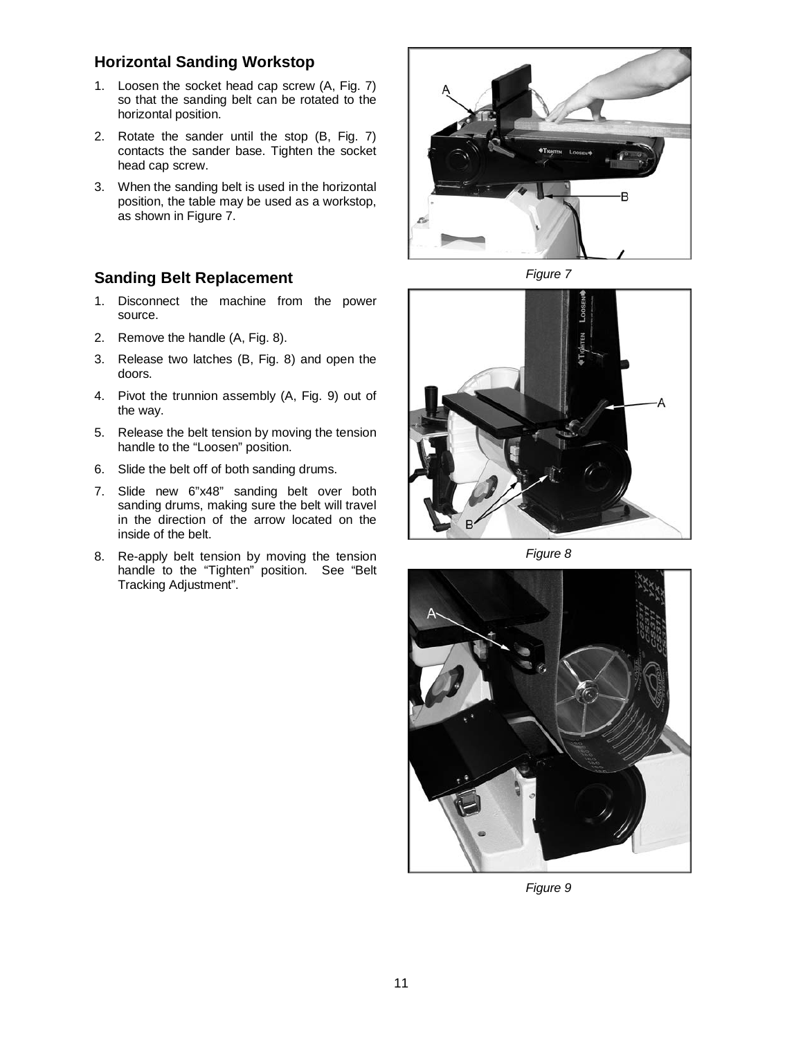## Horizontal Sanding Workstop

1. Loosen the socket head cap screw (A, Fig. 7) so that the sanding belt can be rotated to the horizontal position.
2. Rotate the sander until the stop (B, Fig. 7) contacts the sander base. Tighten the socket head cap screw.
3. When the sanding belt is used in the horizontal position, the table may be used as a workstop, as shown in Figure 7.

Figure 7

## Sanding Belt Replacement

1. Disconnect the machine from the power source.
2. Remove the handle (A, Fig. 8).
3. Release two latches (B, Fig. 8) and open the doors.
4. Pivot the trunnion assembly (A, Fig. 9) out of the way.
5. Release the belt tension by moving the tension handle to the "Loosen" position.
6. Slide the belt off of both sanding drums.
7. Slide new 6"x48" sanding belt over both sanding drums, making sure the belt will travel in the direction of the arrow located on the inside of the belt.
8. Re-apply belt tension by moving the tension handle to the "Tighten" position. See "Belt Tracking Adjustment".

Figure 8

Figure 9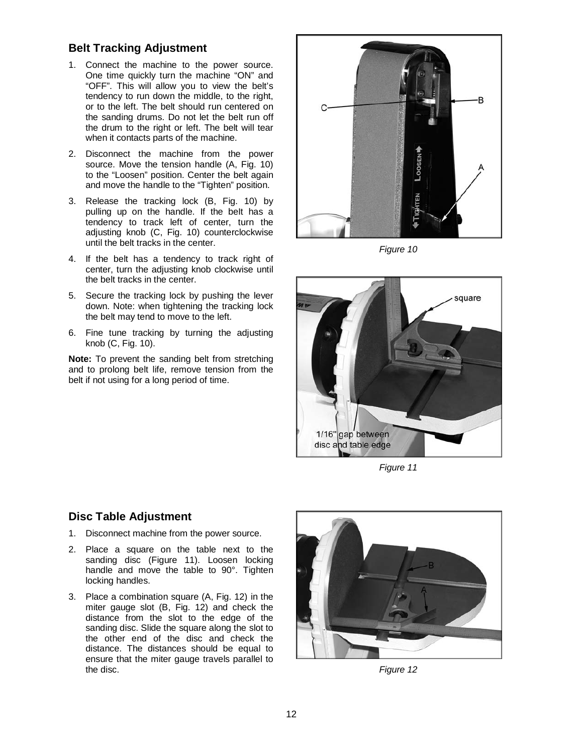## Belt Tracking Adjustment

1. Connect the machine to the power source. One time quickly turn the machine "ON" and "OFF". This will allow you to view the belt's tendency to run down the middle, to the right, or to the left. The belt should run centered on the sanding drums. Do not let the belt run off the drum to the right or left. The belt will tear when it contacts parts of the machine.
2. Disconnect the machine from the power source. Move the tension handle (A, Fig. 10) to the "Loosen" position. Center the belt again and move the handle to the "Tighten" position.
3. Release the tracking lock (B, Fig. 10) by pulling up on the handle. If the belt has a tendency to track left of center, turn the adjusting knob (C, Fig. 10) counterclockwise until the belt tracks in the center.
4. If the belt has a tendency to track right of center, turn the adjusting knob clockwise until the belt tracks in the center.
5. Secure the tracking lock by pushing the lever down. Note: when tightening the tracking lock the belt may tend to move to the left.
6. Fine tune tracking by turning the adjusting knob (C, Fig. 10).

**Note:** To prevent the sanding belt from stretching and to prolong belt life, remove tension from the belt if not using for a long period of time.

*Figure 10*

1/16" gap between disc and table edge

*Figure 11*

## Disc Table Adjustment

1. Disconnect machine from the power source.
2. Place a square on the table next to the sanding disc (Figure 11). Loosen locking handle and move the table to 90°. Tighten locking handles.
3. Place a combination square (A, Fig. 12) in the miter gauge slot (B, Fig. 12) and check the distance from the slot to the edge of the sanding disc. Slide the square along the slot to the other end of the disc and check the distance. The distances should be equal to ensure that the miter gauge travels parallel to the disc.

*Figure 12*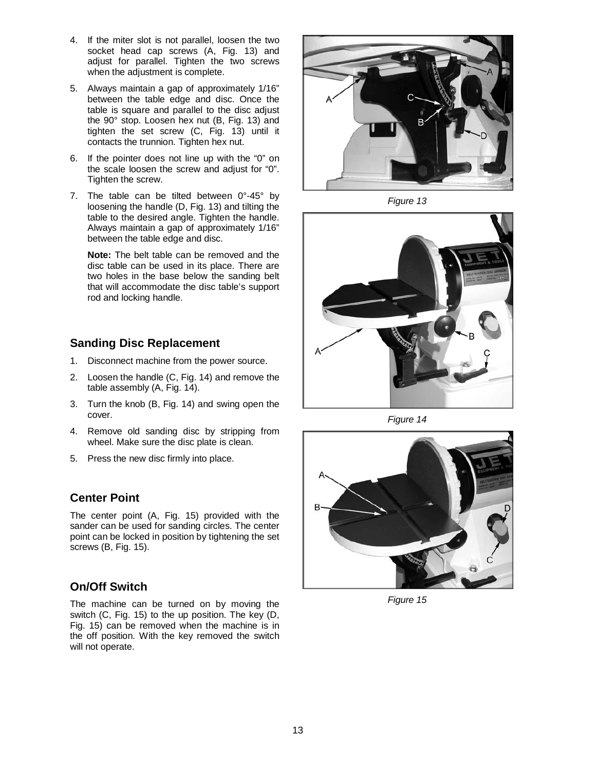4. If the miter slot is not parallel, loosen the two socket head cap screws (A, Fig. 13) and adjust for parallel. Tighten the two screws when the adjustment is complete.
5. Always maintain a gap of approximately 1/16" between the table edge and disc. Once the table is square and parallel to the disc adjust the 90° stop. Loosen hex nut (B, Fig. 13) and tighten the set screw (C, Fig. 13) until it contacts the trunnion. Tighten hex nut.
6. If the pointer does not line up with the "0" on the scale loosen the screw and adjust for "0". Tighten the screw.
7. The table can be tilted between 0°-45° by loosening the handle (D, Fig. 13) and tilting the table to the desired angle. Tighten the handle. Always maintain a gap of approximately 1/16" between the table edge and disc.

   **Note:** The belt table can be removed and the disc table can be used in its place. There are two holes in the base below the sanding belt that will accommodate the disc table's support rod and locking handle.

*Figure 13*

## Sanding Disc Replacement

1. Disconnect machine from the power source.
2. Loosen the handle (C, Fig. 14) and remove the table assembly (A, Fig. 14).
3. Turn the knob (B, Fig. 14) and swing open the cover.
4. Remove old sanding disc by stripping from wheel. Make sure the disc plate is clean.
5. Press the new disc firmly into place.

*Figure 14*

## Center Point

The center point (A, Fig. 15) provided with the sander can be used for sanding circles. The center point can be locked in position by tightening the set screws (B, Fig. 15).

## On/Off Switch

The machine can be turned on by moving the switch (C, Fig. 15) to the up position. The key (D, Fig. 15) can be removed when the machine is in the off position. With the key removed the switch will not operate.

*Figure 15*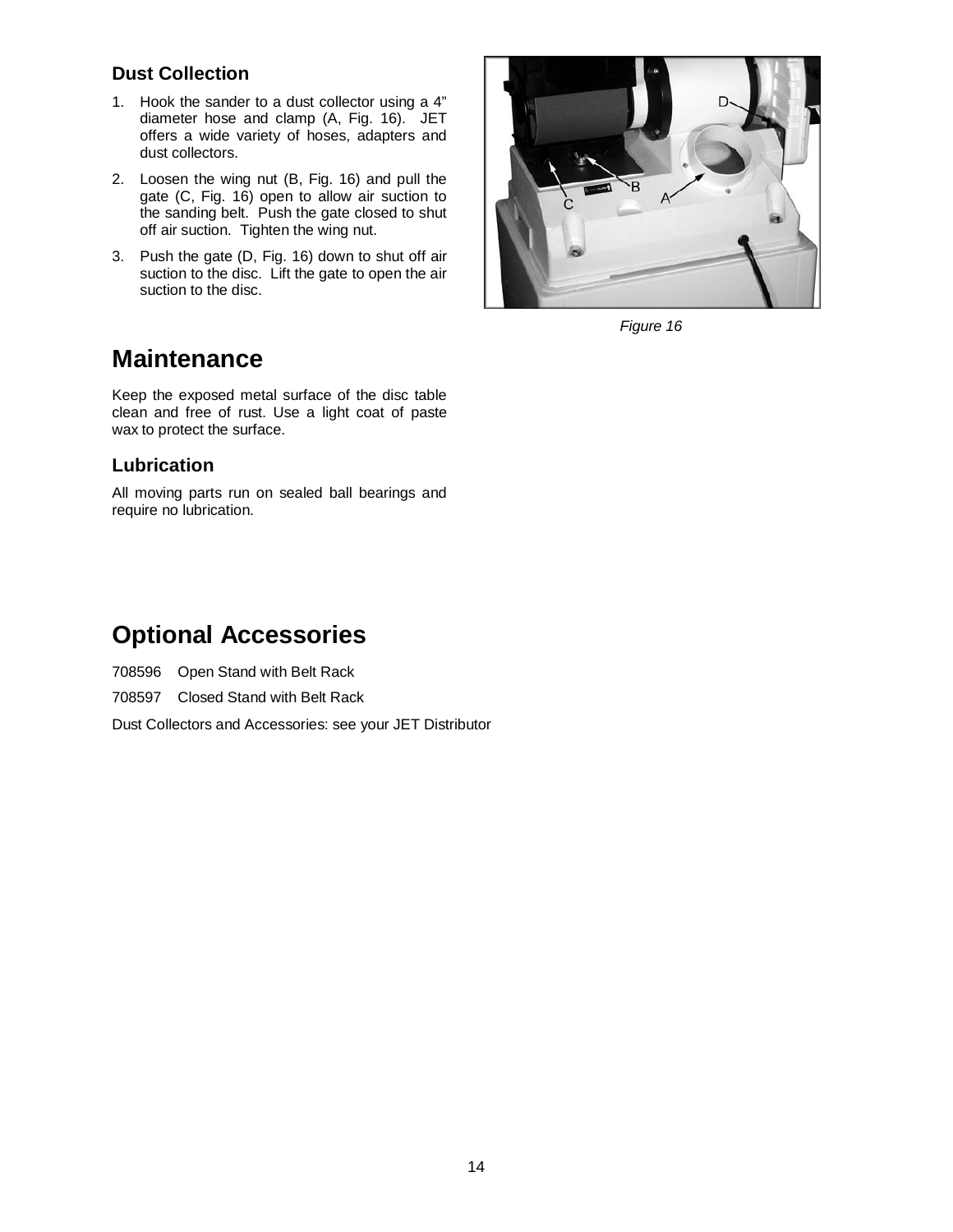### Dust Collection

1. Hook the sander to a dust collector using a 4" diameter hose and clamp (A, Fig. 16). JET offers a wide variety of hoses, adapters and dust collectors.
2. Loosen the wing nut (B, Fig. 16) and pull the gate (C, Fig. 16) open to allow air suction to the sanding belt. Push the gate closed to shut off air suction. Tighten the wing nut.
3. Push the gate (D, Fig. 16) down to shut off air suction to the disc. Lift the gate to open the air suction to the disc.

*Figure 16*

# Maintenance

Keep the exposed metal surface of the disc table clean and free of rust. Use a light coat of paste wax to protect the surface.

### Lubrication

All moving parts run on sealed ball bearings and require no lubrication.

# Optional Accessories

708596 Open Stand with Belt Rack

708597 Closed Stand with Belt Rack

Dust Collectors and Accessories: see your JET Distributor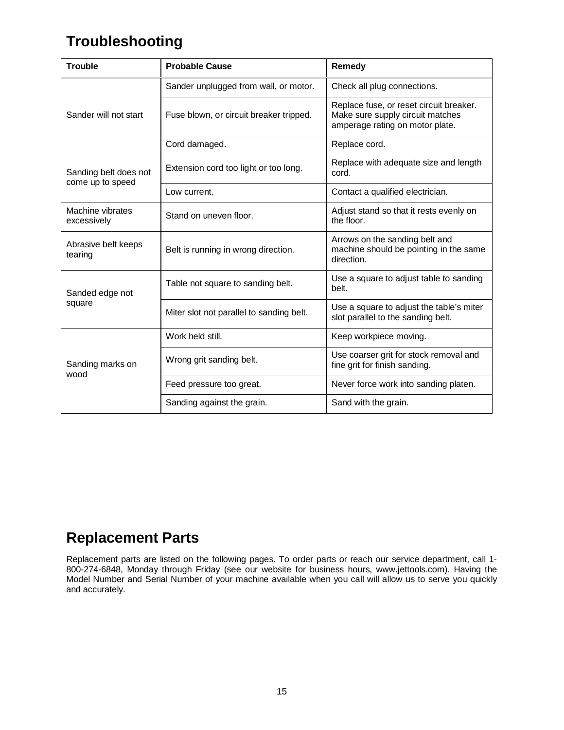## Troubleshooting

| Trouble | Probable Cause | Remedy |
|---|---|---|
| Sander will not start | Sander unplugged from wall, or motor. | Check all plug connections. |
| | Fuse blown, or circuit breaker tripped. | Replace fuse, or reset circuit breaker. Make sure supply circuit matches amperage rating on motor plate. |
| | Cord damaged. | Replace cord. |
| Sanding belt does not come up to speed | Extension cord too light or too long. | Replace with adequate size and length cord. |
| | Low current. | Contact a qualified electrician. |
| Machine vibrates excessively | Stand on uneven floor. | Adjust stand so that it rests evenly on the floor. |
| Abrasive belt keeps tearing | Belt is running in wrong direction. | Arrows on the sanding belt and machine should be pointing in the same direction. |
| Sanded edge not square | Table not square to sanding belt. | Use a square to adjust table to sanding belt. |
| | Miter slot not parallel to sanding belt. | Use a square to adjust the table's miter slot parallel to the sanding belt. |
| Sanding marks on wood | Work held still. | Keep workpiece moving. |
| | Wrong grit sanding belt. | Use coarser grit for stock removal and fine grit for finish sanding. |
| | Feed pressure too great. | Never force work into sanding platen. |
| | Sanding against the grain. | Sand with the grain. |

## Replacement Parts

Replacement parts are listed on the following pages. To order parts or reach our service department, call 1-800-274-6848, Monday through Friday (see our website for business hours, www.jettools.com). Having the Model Number and Serial Number of your machine available when you call will allow us to serve you quickly and accurately.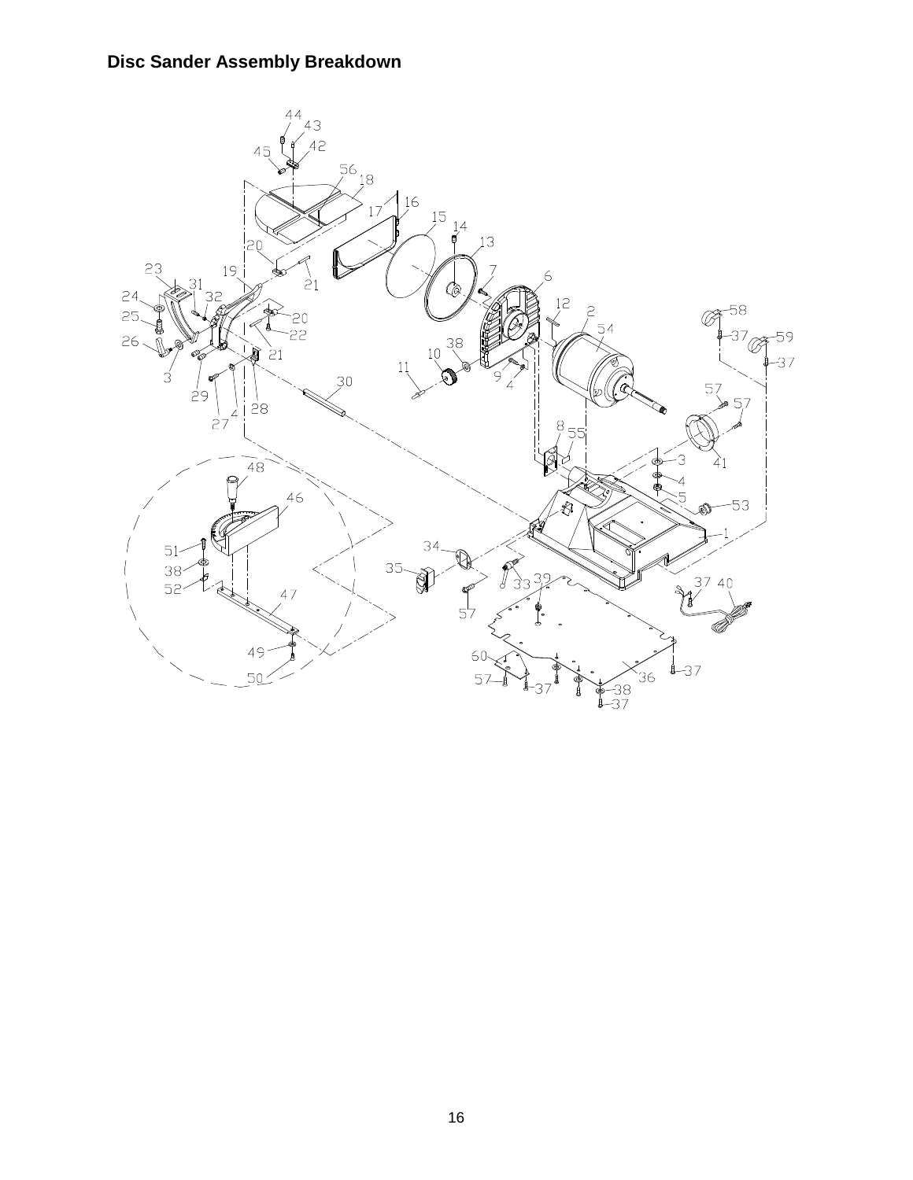## Disc Sander Assembly Breakdown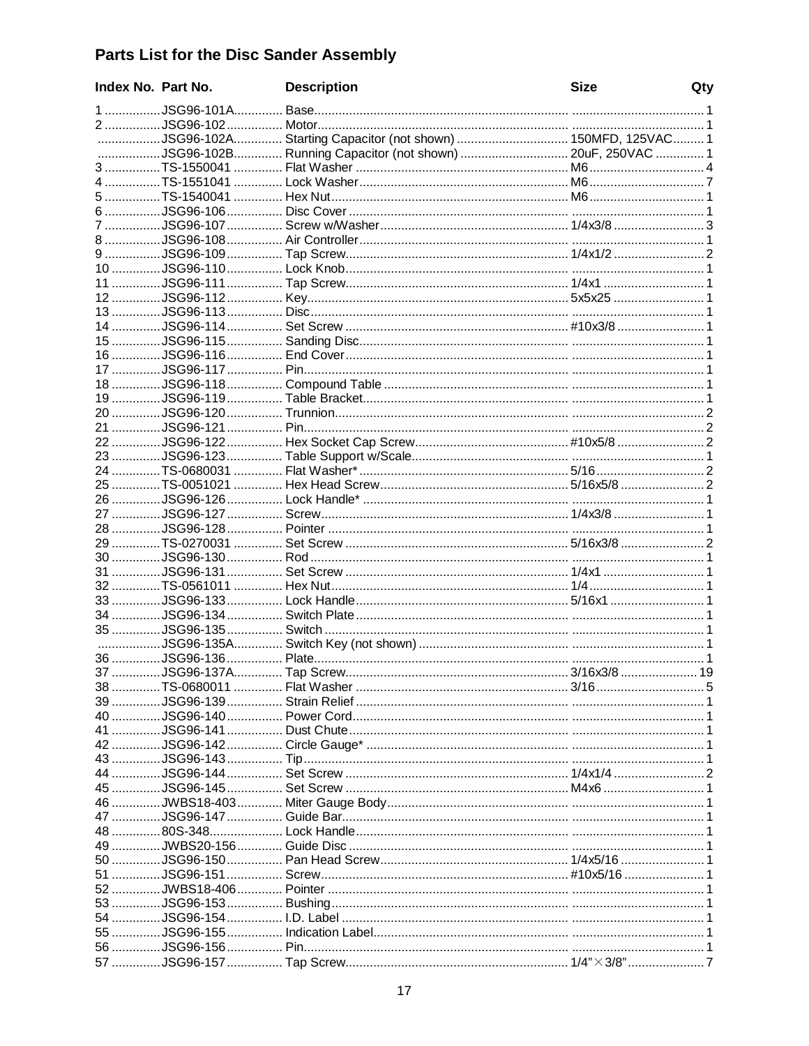## Parts List for the Disc Sander Assembly

| Index No. | Part No. | Description | Size | Qty |
|---|---|---|---|---|
| 1 | JSG96-101A | Base | | 1 |
| 2 | JSG96-102 | Motor | | 1 |
| | JSG96-102A | Starting Capacitor (not shown) | 150MFD, 125VAC | 1 |
| | JSG96-102B | Running Capacitor (not shown) | 20uF, 250VAC | 1 |
| 3 | TS-1550041 | Flat Washer | M6 | 4 |
| 4 | TS-1551041 | Lock Washer | M6 | 7 |
| 5 | TS-1540041 | Hex Nut | M6 | 1 |
| 6 | JSG96-106 | Disc Cover | | 1 |
| 7 | JSG96-107 | Screw w/Washer | 1/4x3/8 | 3 |
| 8 | JSG96-108 | Air Controller | | 1 |
| 9 | JSG96-109 | Tap Screw | 1/4x1/2 | 2 |
| 10 | JSG96-110 | Lock Knob | | 1 |
| 11 | JSG96-111 | Tap Screw | 1/4x1 | 1 |
| 12 | JSG96-112 | Key | 5x5x25 | 1 |
| 13 | JSG96-113 | Disc | | 1 |
| 14 | JSG96-114 | Set Screw | #10x3/8 | 1 |
| 15 | JSG96-115 | Sanding Disc | | 1 |
| 16 | JSG96-116 | End Cover | | 1 |
| 17 | JSG96-117 | Pin | | 1 |
| 18 | JSG96-118 | Compound Table | | 1 |
| 19 | JSG96-119 | Table Bracket | | 1 |
| 20 | JSG96-120 | Trunnion | | 2 |
| 21 | JSG96-121 | Pin | | 2 |
| 22 | JSG96-122 | Hex Socket Cap Screw | #10x5/8 | 2 |
| 23 | JSG96-123 | Table Support w/Scale | | 1 |
| 24 | TS-0680031 | Flat Washer* | 5/16 | 2 |
| 25 | TS-0051021 | Hex Head Screw | 5/16x5/8 | 2 |
| 26 | JSG96-126 | Lock Handle* | | 1 |
| 27 | JSG96-127 | Screw | 1/4x3/8 | 1 |
| 28 | JSG96-128 | Pointer | | 1 |
| 29 | TS-0270031 | Set Screw | 5/16x3/8 | 2 |
| 30 | JSG96-130 | Rod | | 1 |
| 31 | JSG96-131 | Set Screw | 1/4x1 | 1 |
| 32 | TS-0561011 | Hex Nut | 1/4 | 1 |
| 33 | JSG96-133 | Lock Handle | 5/16x1 | 1 |
| 34 | JSG96-134 | Switch Plate | | 1 |
| 35 | JSG96-135 | Switch | | 1 |
| | JSG96-135A | Switch Key (not shown) | | 1 |
| 36 | JSG96-136 | Plate | | 1 |
| 37 | JSG96-137A | Tap Screw | 3/16x3/8 | 19 |
| 38 | TS-0680011 | Flat Washer | 3/16 | 5 |
| 39 | JSG96-139 | Strain Relief | | 1 |
| 40 | JSG96-140 | Power Cord | | 1 |
| 41 | JSG96-141 | Dust Chute | | 1 |
| 42 | JSG96-142 | Circle Gauge* | | 1 |
| 43 | JSG96-143 | Tip | | 1 |
| 44 | JSG96-144 | Set Screw | 1/4x1/4 | 2 |
| 45 | JSG96-145 | Set Screw | M4x6 | 1 |
| 46 | JWBS18-403 | Miter Gauge Body | | 1 |
| 47 | JSG96-147 | Guide Bar | | 1 |
| 48 | 80S-348 | Lock Handle | | 1 |
| 49 | JWBS20-156 | Guide Disc | | 1 |
| 50 | JSG96-150 | Pan Head Screw | 1/4x5/16 | 1 |
| 51 | JSG96-151 | Screw | #10x5/16 | 1 |
| 52 | JWBS18-406 | Pointer | | 1 |
| 53 | JSG96-153 | Bushing | | 1 |
| 54 | JSG96-154 | I.D. Label | | 1 |
| 55 | JSG96-155 | Indication Label | | 1 |
| 56 | JSG96-156 | Pin | | 1 |
| 57 | JSG96-157 | Tap Screw | 1/4"×3/8" | 7 |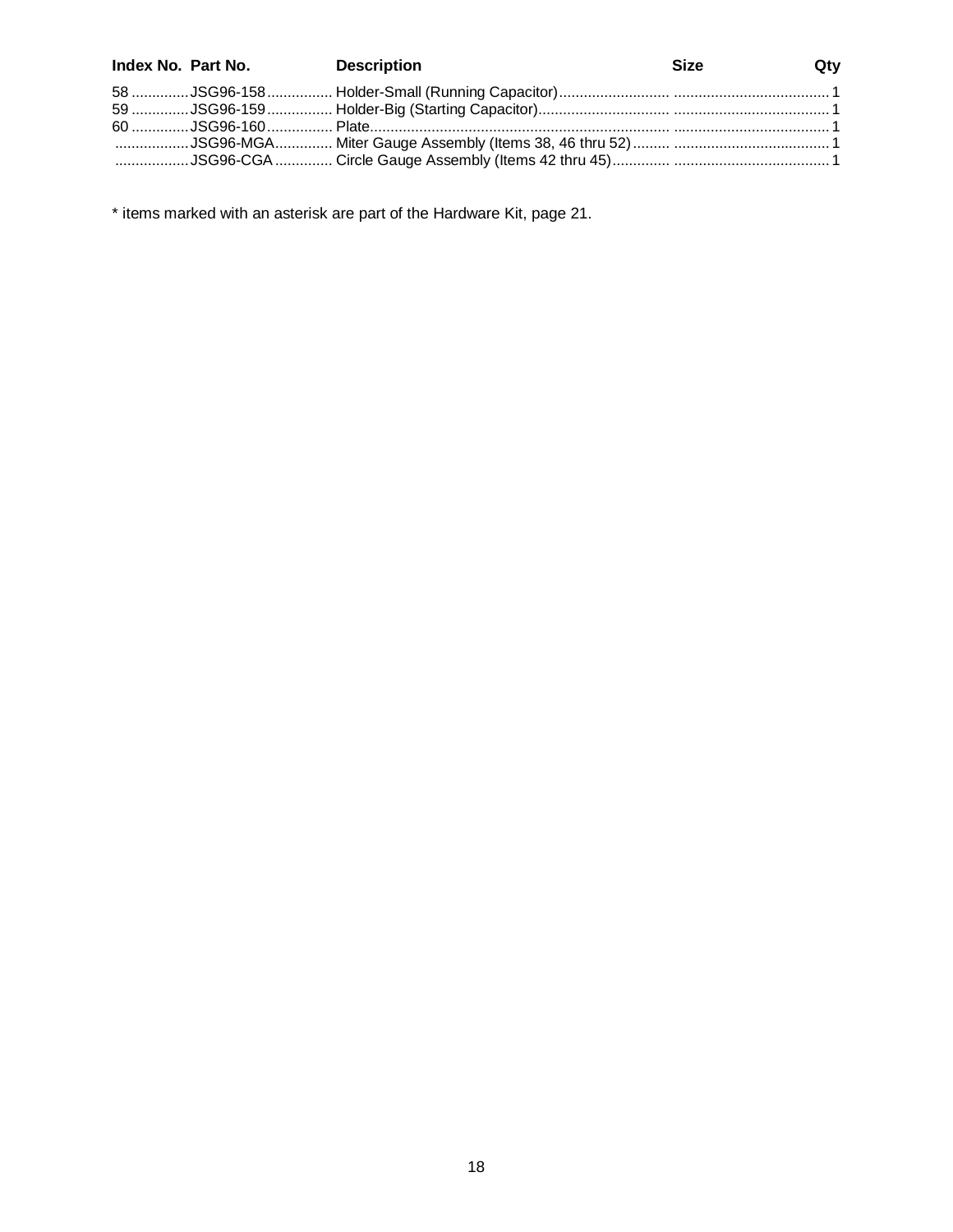| Index No. | Part No. | Description | Size | Qty |
| --- | --- | --- | --- | --- |
| 58 | JSG96-158 | Holder-Small (Running Capacitor) | | 1 |
| 59 | JSG96-159 | Holder-Big (Starting Capacitor) | | 1 |
| 60 | JSG96-160 | Plate | | 1 |
| | JSG96-MGA | Miter Gauge Assembly (Items 38, 46 thru 52) | | 1 |
| | JSG96-CGA | Circle Gauge Assembly (Items 42 thru 45) | | 1 |

* items marked with an asterisk are part of the Hardware Kit, page 21.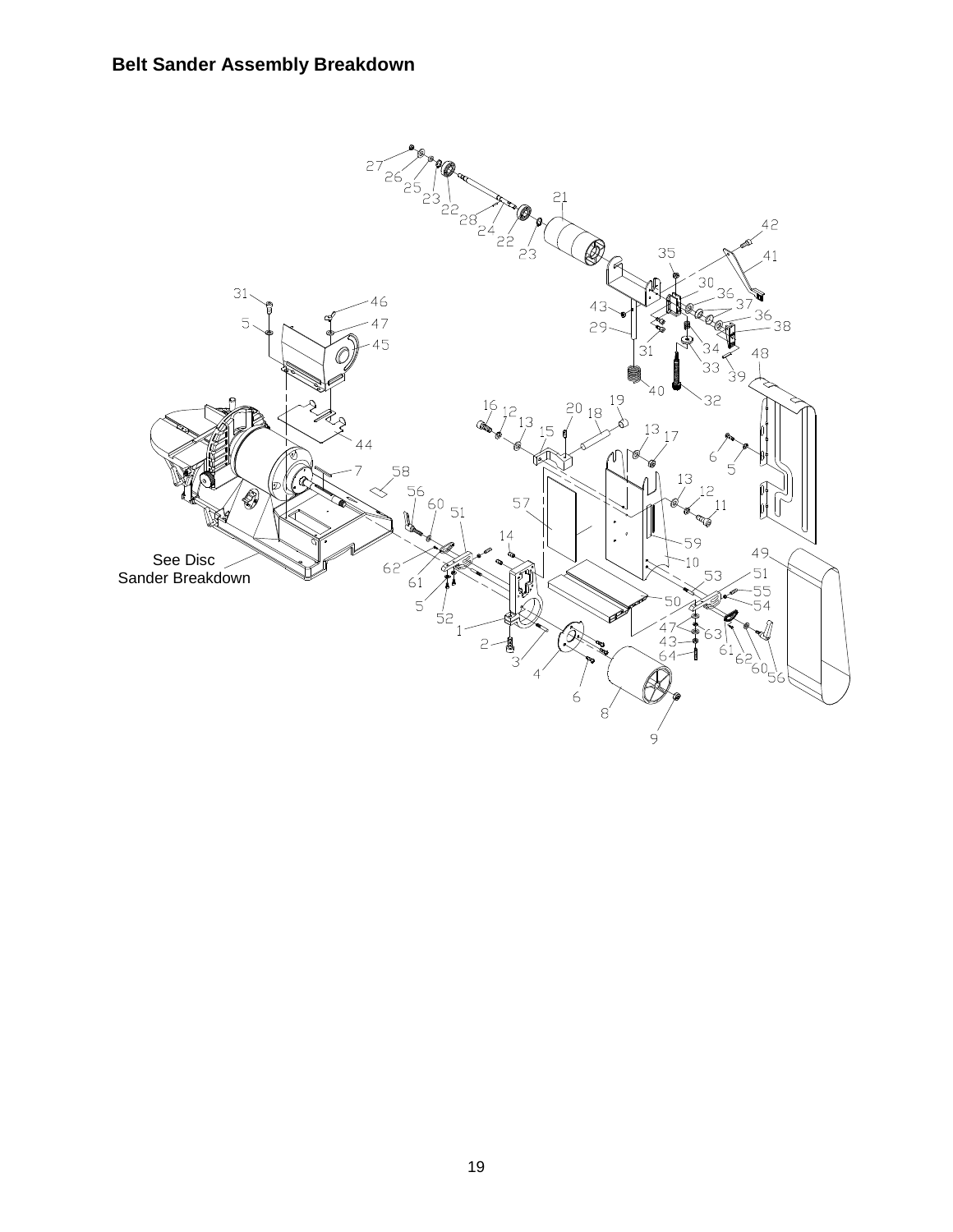## Belt Sander Assembly Breakdown

See Disc Sander Breakdown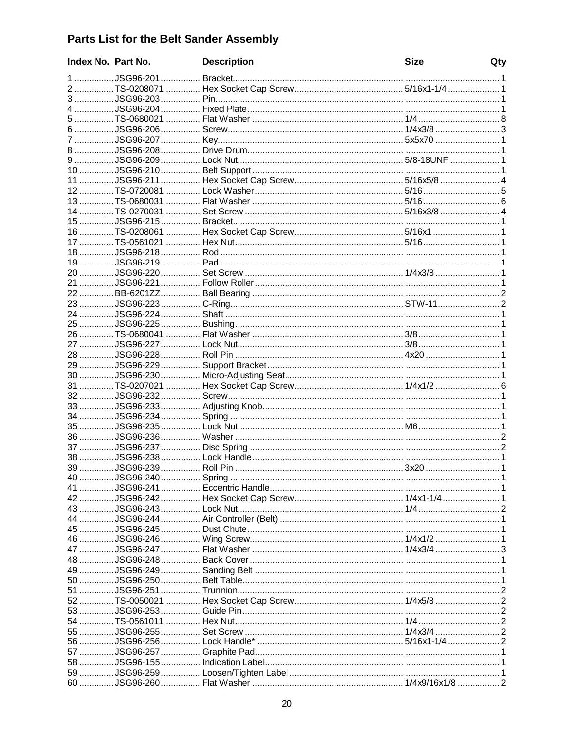## Parts List for the Belt Sander Assembly

| Index No. | Part No. | Description | Size | Qty |
|---|---|---|---|---|
| 1 | JSG96-201 | Bracket | | 1 |
| 2 | TS-0208071 | Hex Socket Cap Screw | 5/16x1-1/4 | 1 |
| 3 | JSG96-203 | Pin | | 1 |
| 4 | JSG96-204 | Fixed Plate | | 1 |
| 5 | TS-0680021 | Flat Washer | 1/4 | 8 |
| 6 | JSG96-206 | Screw | 1/4x3/8 | 3 |
| 7 | JSG96-207 | Key | 5x5x70 | 1 |
| 8 | JSG96-208 | Drive Drum | | 1 |
| 9 | JSG96-209 | Lock Nut | 5/8-18UNF | 1 |
| 10 | JSG96-210 | Belt Support | | 1 |
| 11 | JSG96-211 | Hex Socket Cap Screw | 5/16x5/8 | 4 |
| 12 | TS-0720081 | Lock Washer | 5/16 | 5 |
| 13 | TS-0680031 | Flat Washer | 5/16 | 6 |
| 14 | TS-0270031 | Set Screw | 5/16x3/8 | 4 |
| 15 | JSG96-215 | Bracket | | 1 |
| 16 | TS-0208061 | Hex Socket Cap Screw | 5/16x1 | 1 |
| 17 | TS-0561021 | Hex Nut | 5/16 | 1 |
| 18 | JSG96-218 | Rod | | 1 |
| 19 | JSG96-219 | Pad | | 1 |
| 20 | JSG96-220 | Set Screw | 1/4x3/8 | 1 |
| 21 | JSG96-221 | Follow Roller | | 1 |
| 22 | BB-6201ZZ | Ball Bearing | | 2 |
| 23 | JSG96-223 | C-Ring | STW-11 | 2 |
| 24 | JSG96-224 | Shaft | | 1 |
| 25 | JSG96-225 | Bushing | | 1 |
| 26 | TS-0680041 | Flat Washer | 3/8 | 1 |
| 27 | JSG96-227 | Lock Nut | 3/8 | 1 |
| 28 | JSG96-228 | Roll Pin | 4x20 | 1 |
| 29 | JSG96-229 | Support Bracket | | 1 |
| 30 | JSG96-230 | Micro-Adjusting Seat | | 1 |
| 31 | TS-0207021 | Hex Socket Cap Screw | 1/4x1/2 | 6 |
| 32 | JSG96-232 | Screw | | 1 |
| 33 | JSG96-233 | Adjusting Knob | | 1 |
| 34 | JSG96-234 | Spring | | 1 |
| 35 | JSG96-235 | Lock Nut | M6 | 1 |
| 36 | JSG96-236 | Washer | | 2 |
| 37 | JSG96-237 | Disc Spring | | 2 |
| 38 | JSG96-238 | Lock Handle | | 1 |
| 39 | JSG96-239 | Roll Pin | 3x20 | 1 |
| 40 | JSG96-240 | Spring | | 1 |
| 41 | JSG96-241 | Eccentric Handle | | 1 |
| 42 | JSG96-242 | Hex Socket Cap Screw | 1/4x1-1/4 | 1 |
| 43 | JSG96-243 | Lock Nut | 1/4 | 2 |
| 44 | JSG96-244 | Air Controller (Belt) | | 1 |
| 45 | JSG96-245 | Dust Chute | | 1 |
| 46 | JSG96-246 | Wing Screw | 1/4x1/2 | 1 |
| 47 | JSG96-247 | Flat Washer | 1/4x3/4 | 3 |
| 48 | JSG96-248 | Back Cover | | 1 |
| 49 | JSG96-249 | Sanding Belt | | 1 |
| 50 | JSG96-250 | Belt Table | | 1 |
| 51 | JSG96-251 | Trunnion | | 2 |
| 52 | TS-0050021 | Hex Socket Cap Screw | 1/4x5/8 | 2 |
| 53 | JSG96-253 | Guide Pin | | 2 |
| 54 | TS-0561011 | Hex Nut | 1/4 | 2 |
| 55 | JSG96-255 | Set Screw | 1/4x3/4 | 2 |
| 56 | JSG96-256 | Lock Handle* | 5/16x1-1/4 | 2 |
| 57 | JSG96-257 | Graphite Pad | | 1 |
| 58 | JSG96-155 | Indication Label | | 1 |
| 59 | JSG96-259 | Loosen/Tighten Label | | 1 |
| 60 | JSG96-260 | Flat Washer | 1/4x9/16x1/8 | 2 |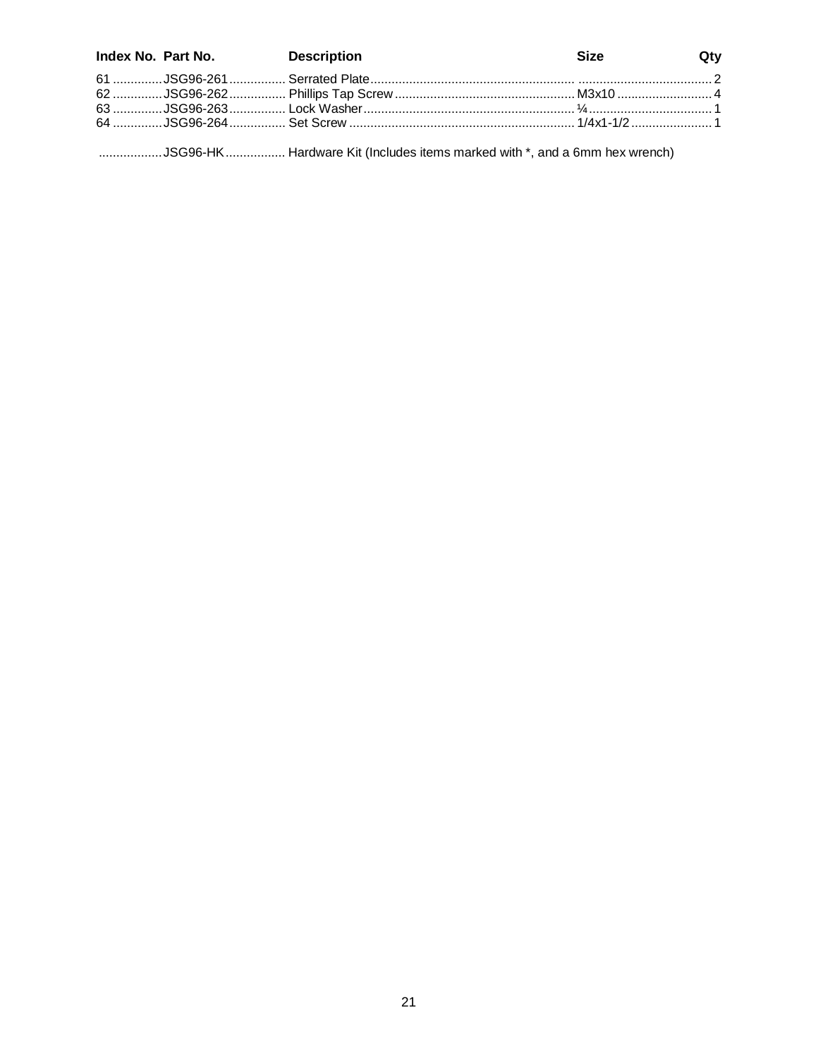| Index No. | Part No. | Description | Size | Qty |
|---|---|---|---|---|
| 61 | JSG96-261 | Serrated Plate | | 2 |
| 62 | JSG96-262 | Phillips Tap Screw | M3x10 | 4 |
| 63 | JSG96-263 | Lock Washer | ¼ | 1 |
| 64 | JSG96-264 | Set Screw | 1/4x1-1/2 | 1 |
| | JSG96-HK | Hardware Kit (Includes items marked with *, and a 6mm hex wrench) | | |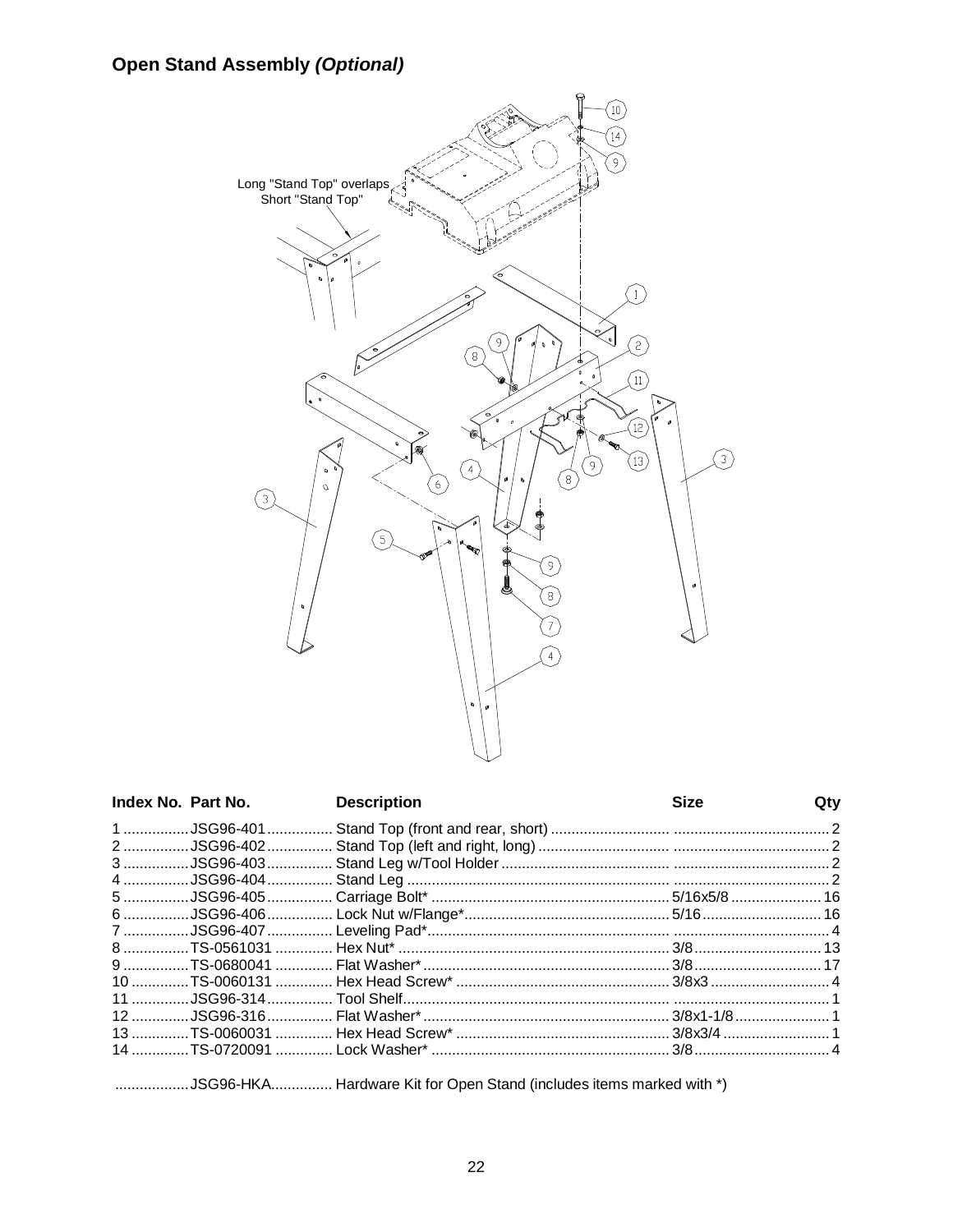## Open Stand Assembly *(Optional)*

Long "Stand Top" overlaps Short "Stand Top"

| Index No. | Part No. | Description | Size | Qty |
|---|---|---|---|---|
| 1 | JSG96-401 | Stand Top (front and rear, short) | | 2 |
| 2 | JSG96-402 | Stand Top (left and right, long) | | 2 |
| 3 | JSG96-403 | Stand Leg w/Tool Holder | | 2 |
| 4 | JSG96-404 | Stand Leg | | 2 |
| 5 | JSG96-405 | Carriage Bolt* | 5/16x5/8 | 16 |
| 6 | JSG96-406 | Lock Nut w/Flange* | 5/16 | 16 |
| 7 | JSG96-407 | Leveling Pad* | | 4 |
| 8 | TS-0561031 | Hex Nut* | 3/8 | 13 |
| 9 | TS-0680041 | Flat Washer* | 3/8 | 17 |
| 10 | TS-0060131 | Hex Head Screw* | 3/8x3 | 4 |
| 11 | JSG96-314 | Tool Shelf | | 1 |
| 12 | JSG96-316 | Flat Washer* | 3/8x1-1/8 | 1 |
| 13 | TS-0060031 | Hex Head Screw* | 3/8x3/4 | 1 |
| 14 | TS-0720091 | Lock Washer* | 3/8 | 4 |

..................JSG96-HKA............... Hardware Kit for Open Stand (includes items marked with *)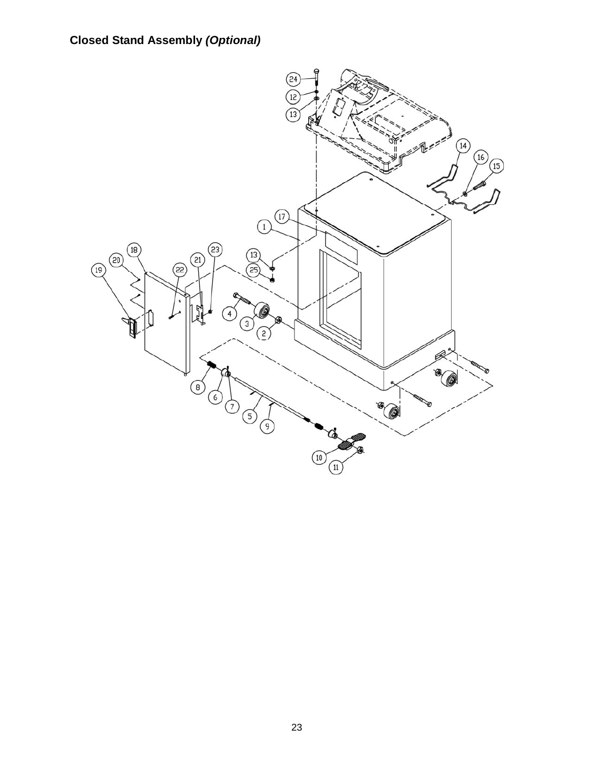## Closed Stand Assembly *(Optional)*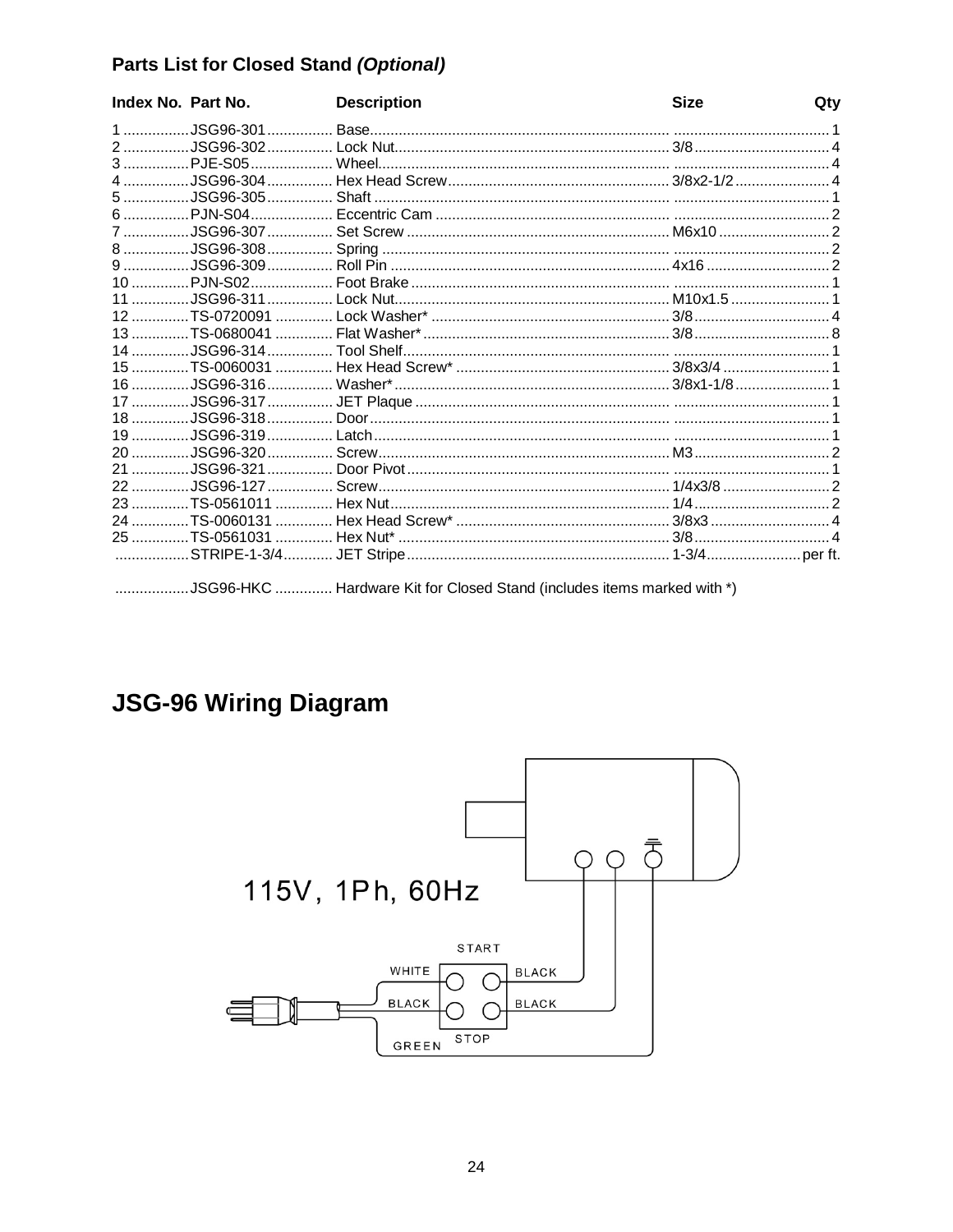## Parts List for Closed Stand *(Optional)*

| Index No. | Part No. | Description | Size | Qty |
|---|---|---|---|---|
| 1 | JSG96-301 | Base |  | 1 |
| 2 | JSG96-302 | Lock Nut | 3/8 | 4 |
| 3 | PJE-S05 | Wheel |  | 4 |
| 4 | JSG96-304 | Hex Head Screw | 3/8x2-1/2 | 4 |
| 5 | JSG96-305 | Shaft |  | 1 |
| 6 | PJN-S04 | Eccentric Cam |  | 2 |
| 7 | JSG96-307 | Set Screw | M6x10 | 2 |
| 8 | JSG96-308 | Spring |  | 2 |
| 9 | JSG96-309 | Roll Pin | 4x16 | 2 |
| 10 | PJN-S02 | Foot Brake |  | 1 |
| 11 | JSG96-311 | Lock Nut | M10x1.5 | 1 |
| 12 | TS-0720091 | Lock Washer* | 3/8 | 4 |
| 13 | TS-0680041 | Flat Washer* | 3/8 | 8 |
| 14 | JSG96-314 | Tool Shelf |  | 1 |
| 15 | TS-0060031 | Hex Head Screw* | 3/8x3/4 | 1 |
| 16 | JSG96-316 | Washer* | 3/8x1-1/8 | 1 |
| 17 | JSG96-317 | JET Plaque |  | 1 |
| 18 | JSG96-318 | Door |  | 1 |
| 19 | JSG96-319 | Latch |  | 1 |
| 20 | JSG96-320 | Screw | M3 | 2 |
| 21 | JSG96-321 | Door Pivot |  | 1 |
| 22 | JSG96-127 | Screw | 1/4x3/8 | 2 |
| 23 | TS-0561011 | Hex Nut | 1/4 | 2 |
| 24 | TS-0060131 | Hex Head Screw* | 3/8x3 | 4 |
| 25 | TS-0561031 | Hex Nut* | 3/8 | 4 |
|  | STRIPE-1-3/4 | JET Stripe | 1-3/4 | per ft. |
|  | JSG96-HKC | Hardware Kit for Closed Stand (includes items marked with *) |  |  |

## JSG-96 Wiring Diagram

115V, 1Ph, 60Hz

START

WHITE

BLACK

BLACK

BLACK

STOP

GREEN